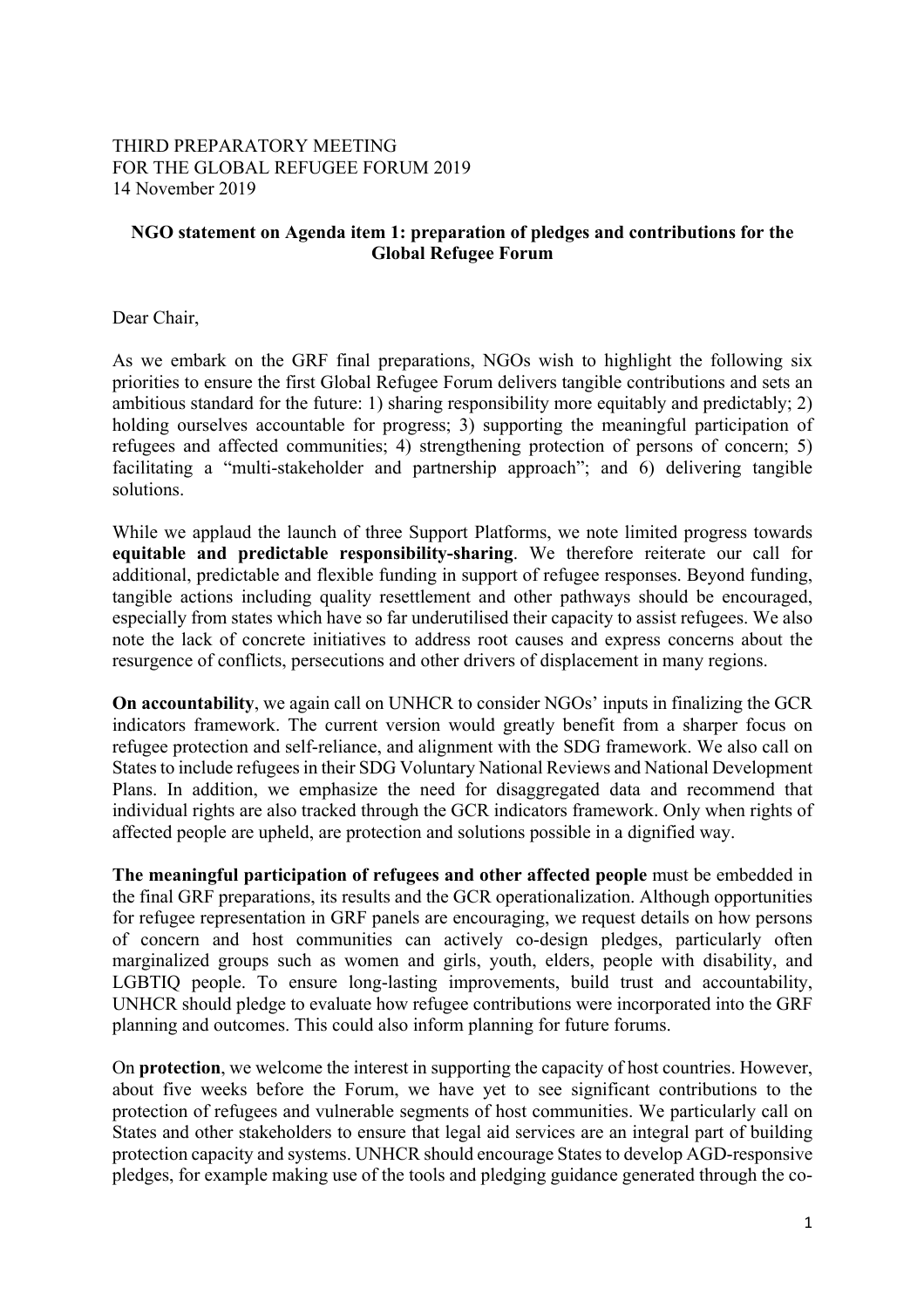THIRD PREPARATORY MEETING
FOR THE GLOBAL REFUGEE FORUM 2019
14 November 2019

**NGO statement on Agenda item 1: preparation of pledges and contributions for the Global Refugee Forum**

Dear Chair,

As we embark on the GRF final preparations, NGOs wish to highlight the following six priorities to ensure the first Global Refugee Forum delivers tangible contributions and sets an ambitious standard for the future: 1) sharing responsibility more equitably and predictably; 2) holding ourselves accountable for progress; 3) supporting the meaningful participation of refugees and affected communities; 4) strengthening protection of persons of concern; 5) facilitating a "multi-stakeholder and partnership approach"; and 6) delivering tangible solutions.

While we applaud the launch of three Support Platforms, we note limited progress towards **equitable and predictable responsibility-sharing**. We therefore reiterate our call for additional, predictable and flexible funding in support of refugee responses. Beyond funding, tangible actions including quality resettlement and other pathways should be encouraged, especially from states which have so far underutilised their capacity to assist refugees. We also note the lack of concrete initiatives to address root causes and express concerns about the resurgence of conflicts, persecutions and other drivers of displacement in many regions.

**On accountability**, we again call on UNHCR to consider NGOs' inputs in finalizing the GCR indicators framework. The current version would greatly benefit from a sharper focus on refugee protection and self-reliance, and alignment with the SDG framework. We also call on States to include refugees in their SDG Voluntary National Reviews and National Development Plans. In addition, we emphasize the need for disaggregated data and recommend that individual rights are also tracked through the GCR indicators framework. Only when rights of affected people are upheld, are protection and solutions possible in a dignified way.

**The meaningful participation of refugees and other affected people** must be embedded in the final GRF preparations, its results and the GCR operationalization. Although opportunities for refugee representation in GRF panels are encouraging, we request details on how persons of concern and host communities can actively co-design pledges, particularly often marginalized groups such as women and girls, youth, elders, people with disability, and LGBTIQ people. To ensure long-lasting improvements, build trust and accountability, UNHCR should pledge to evaluate how refugee contributions were incorporated into the GRF planning and outcomes. This could also inform planning for future forums.

On **protection**, we welcome the interest in supporting the capacity of host countries. However, about five weeks before the Forum, we have yet to see significant contributions to the protection of refugees and vulnerable segments of host communities. We particularly call on States and other stakeholders to ensure that legal aid services are an integral part of building protection capacity and systems. UNHCR should encourage States to develop AGD-responsive pledges, for example making use of the tools and pledging guidance generated through the co-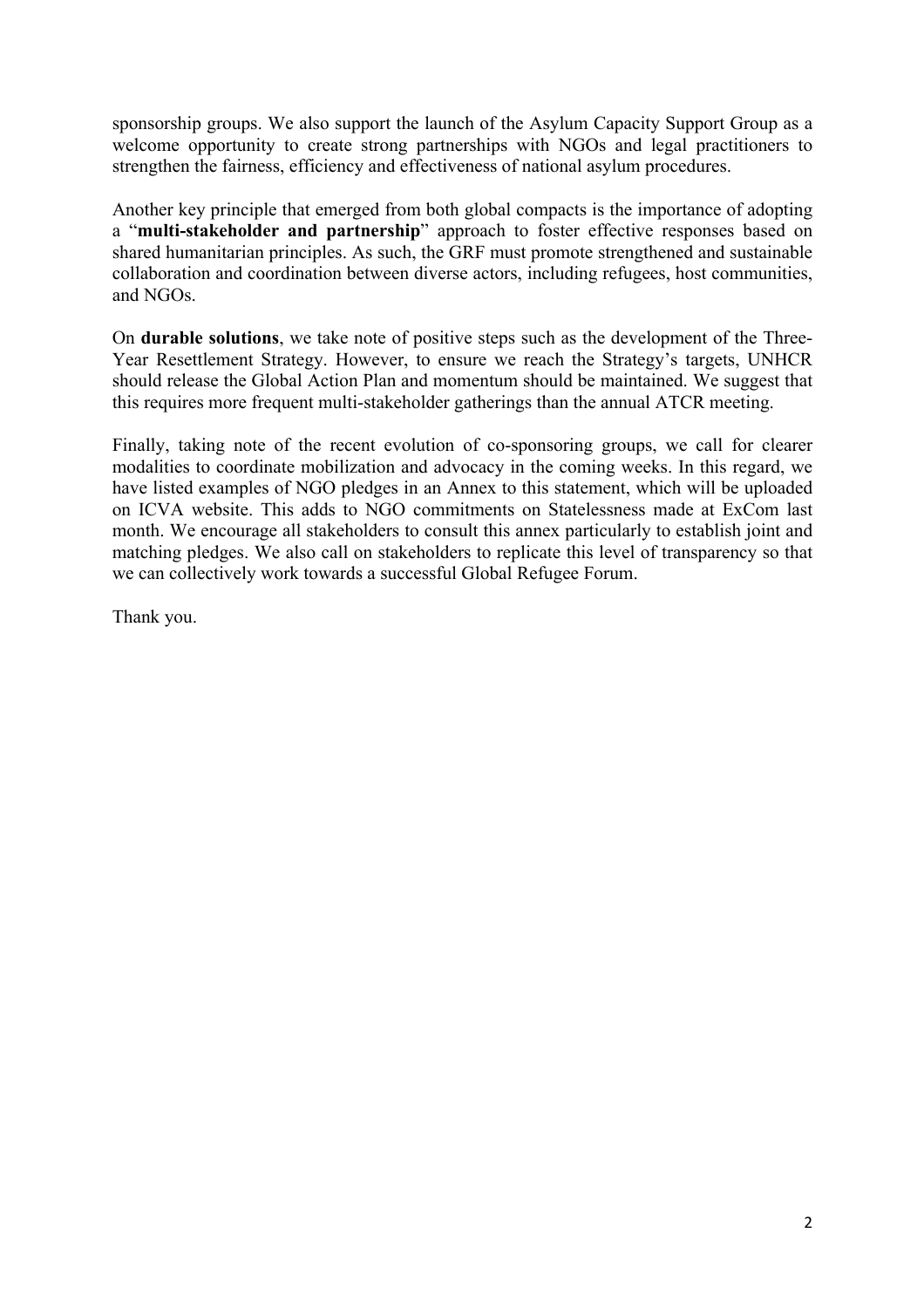sponsorship groups. We also support the launch of the Asylum Capacity Support Group as a welcome opportunity to create strong partnerships with NGOs and legal practitioners to strengthen the fairness, efficiency and effectiveness of national asylum procedures.

Another key principle that emerged from both global compacts is the importance of adopting a "**multi-stakeholder and partnership**" approach to foster effective responses based on shared humanitarian principles. As such, the GRF must promote strengthened and sustainable collaboration and coordination between diverse actors, including refugees, host communities, and NGOs.

On **durable solutions**, we take note of positive steps such as the development of the Three-Year Resettlement Strategy. However, to ensure we reach the Strategy's targets, UNHCR should release the Global Action Plan and momentum should be maintained. We suggest that this requires more frequent multi-stakeholder gatherings than the annual ATCR meeting.

Finally, taking note of the recent evolution of co-sponsoring groups, we call for clearer modalities to coordinate mobilization and advocacy in the coming weeks. In this regard, we have listed examples of NGO pledges in an Annex to this statement, which will be uploaded on ICVA website. This adds to NGO commitments on Statelessness made at ExCom last month. We encourage all stakeholders to consult this annex particularly to establish joint and matching pledges. We also call on stakeholders to replicate this level of transparency so that we can collectively work towards a successful Global Refugee Forum.

Thank you.